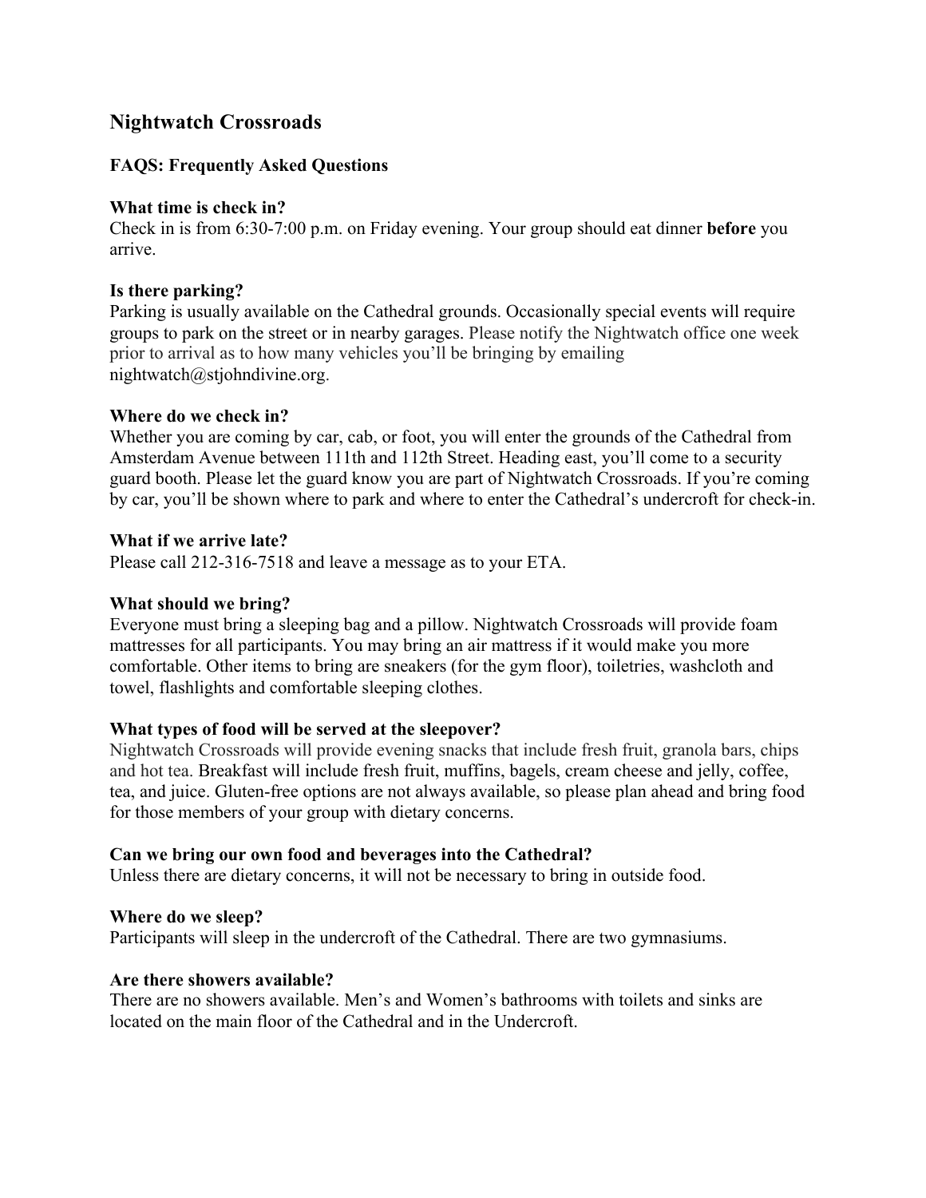## Nightwatch Crossroads

### FAQS: Frequently Asked Questions

**What time is check in?**
Check in is from 6:30-7:00 p.m. on Friday evening. Your group should eat dinner **before** you arrive.

**Is there parking?**
Parking is usually available on the Cathedral grounds. Occasionally special events will require groups to park on the street or in nearby garages. Please notify the Nightwatch office one week prior to arrival as to how many vehicles you'll be bringing by emailing nightwatch@stjohndivine.org.

**Where do we check in?**
Whether you are coming by car, cab, or foot, you will enter the grounds of the Cathedral from Amsterdam Avenue between 111th and 112th Street. Heading east, you'll come to a security guard booth. Please let the guard know you are part of Nightwatch Crossroads. If you're coming by car, you'll be shown where to park and where to enter the Cathedral's undercroft for check-in.

**What if we arrive late?**
Please call 212-316-7518 and leave a message as to your ETA.

**What should we bring?**
Everyone must bring a sleeping bag and a pillow. Nightwatch Crossroads will provide foam mattresses for all participants. You may bring an air mattress if it would make you more comfortable. Other items to bring are sneakers (for the gym floor), toiletries, washcloth and towel, flashlights and comfortable sleeping clothes.

**What types of food will be served at the sleepover?**
Nightwatch Crossroads will provide evening snacks that include fresh fruit, granola bars, chips and hot tea. Breakfast will include fresh fruit, muffins, bagels, cream cheese and jelly, coffee, tea, and juice. Gluten-free options are not always available, so please plan ahead and bring food for those members of your group with dietary concerns.

**Can we bring our own food and beverages into the Cathedral?**
Unless there are dietary concerns, it will not be necessary to bring in outside food.

**Where do we sleep?**
Participants will sleep in the undercroft of the Cathedral. There are two gymnasiums.

**Are there showers available?**
There are no showers available. Men's and Women's bathrooms with toilets and sinks are located on the main floor of the Cathedral and in the Undercroft.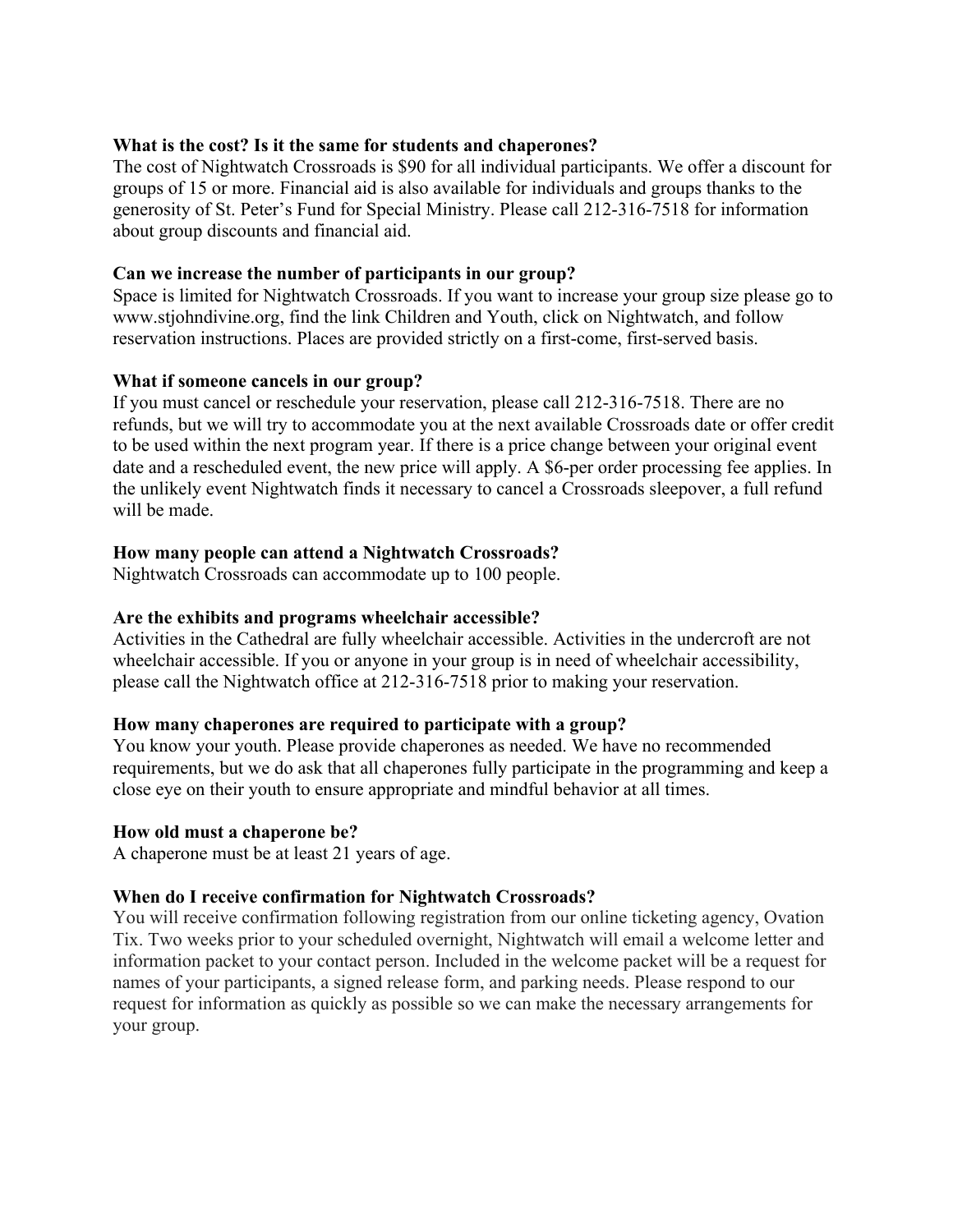**What is the cost? Is it the same for students and chaperones?**

The cost of Nightwatch Crossroads is $90 for all individual participants. We offer a discount for groups of 15 or more. Financial aid is also available for individuals and groups thanks to the generosity of St. Peter's Fund for Special Ministry. Please call 212-316-7518 for information about group discounts and financial aid.

**Can we increase the number of participants in our group?**

Space is limited for Nightwatch Crossroads. If you want to increase your group size please go to www.stjohndivine.org, find the link Children and Youth, click on Nightwatch, and follow reservation instructions. Places are provided strictly on a first-come, first-served basis.

**What if someone cancels in our group?**

If you must cancel or reschedule your reservation, please call 212-316-7518. There are no refunds, but we will try to accommodate you at the next available Crossroads date or offer credit to be used within the next program year. If there is a price change between your original event date and a rescheduled event, the new price will apply. A $6-per order processing fee applies. In the unlikely event Nightwatch finds it necessary to cancel a Crossroads sleepover, a full refund will be made.

**How many people can attend a Nightwatch Crossroads?**

Nightwatch Crossroads can accommodate up to 100 people.

**Are the exhibits and programs wheelchair accessible?**

Activities in the Cathedral are fully wheelchair accessible. Activities in the undercroft are not wheelchair accessible. If you or anyone in your group is in need of wheelchair accessibility, please call the Nightwatch office at 212-316-7518 prior to making your reservation.

**How many chaperones are required to participate with a group?**

You know your youth. Please provide chaperones as needed. We have no recommended requirements, but we do ask that all chaperones fully participate in the programming and keep a close eye on their youth to ensure appropriate and mindful behavior at all times.

**How old must a chaperone be?**

A chaperone must be at least 21 years of age.

**When do I receive confirmation for Nightwatch Crossroads?**

You will receive confirmation following registration from our online ticketing agency, Ovation Tix. Two weeks prior to your scheduled overnight, Nightwatch will email a welcome letter and information packet to your contact person. Included in the welcome packet will be a request for names of your participants, a signed release form, and parking needs. Please respond to our request for information as quickly as possible so we can make the necessary arrangements for your group.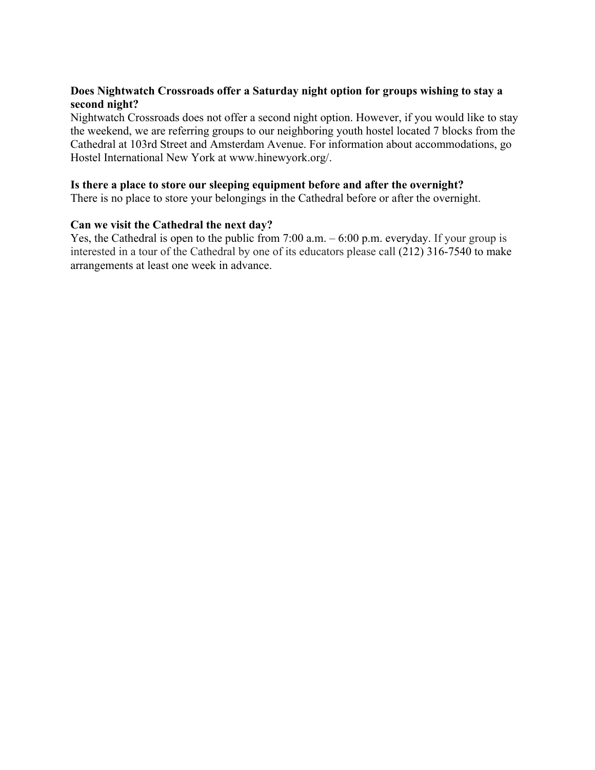**Does Nightwatch Crossroads offer a Saturday night option for groups wishing to stay a second night?**

Nightwatch Crossroads does not offer a second night option. However, if you would like to stay the weekend, we are referring groups to our neighboring youth hostel located 7 blocks from the Cathedral at 103rd Street and Amsterdam Avenue. For information about accommodations, go Hostel International New York at www.hinewyork.org/.

**Is there a place to store our sleeping equipment before and after the overnight?**

There is no place to store your belongings in the Cathedral before or after the overnight.

**Can we visit the Cathedral the next day?**

Yes, the Cathedral is open to the public from 7:00 a.m. – 6:00 p.m. everyday. If your group is interested in a tour of the Cathedral by one of its educators please call (212) 316-7540 to make arrangements at least one week in advance.